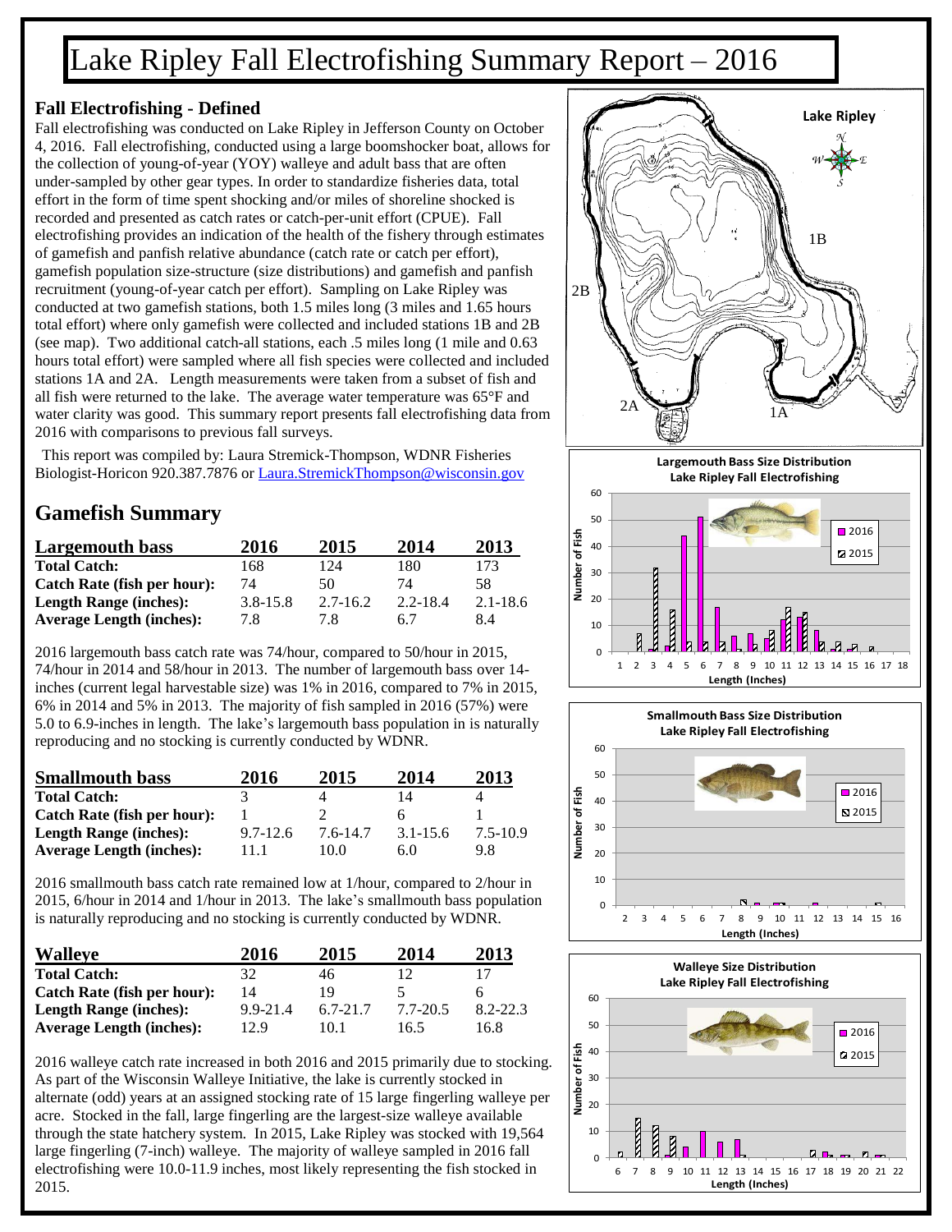# Lake Ripley Fall Electrofishing Summary Report – 2016

## Fall Electrofishing - Defined

Fall electrofishing was conducted on Lake Ripley in Jefferson County on October 4, 2016. Fall electrofishing, conducted using a large boomshocker boat, allows for the collection of young-of-year (YOY) walleye and adult bass that are often under-sampled by other gear types. In order to standardize fisheries data, total effort in the form of time spent shocking and/or miles of shoreline shocked is recorded and presented as catch rates or catch-per-unit effort (CPUE). Fall electrofishing provides an indication of the health of the fishery through estimates of gamefish and panfish relative abundance (catch rate or catch per effort), gamefish population size-structure (size distributions) and gamefish and panfish recruitment (young-of-year catch per effort). Sampling on Lake Ripley was conducted at two gamefish stations, both 1.5 miles long (3 miles and 1.65 hours total effort) where only gamefish were collected and included stations 1B and 2B (see map). Two additional catch-all stations, each .5 miles long (1 mile and 0.63 hours total effort) were sampled where all fish species were collected and included stations 1A and 2A. Length measurements were taken from a subset of fish and all fish were returned to the lake. The average water temperature was 65°F and water clarity was good. This summary report presents fall electrofishing data from 2016 with comparisons to previous fall surveys.

This report was compiled by: Laura Stremick-Thompson, WDNR Fisheries Biologist-Horicon 920.387.7876 or Laura.StremickThompson@wisconsin.gov

## Gamefish Summary

| Largemouth bass | 2016 | 2015 | 2014 | 2013 |
|---|---|---|---|---|
| **Total Catch:** | 168 | 124 | 180 | 173 |
| **Catch Rate (fish per hour):** | 74 | 50 | 74 | 58 |
| **Length Range (inches):** | 3.8-15.8 | 2.7-16.2 | 2.2-18.4 | 2.1-18.6 |
| **Average Length (inches):** | 7.8 | 7.8 | 6.7 | 8.4 |

2016 largemouth bass catch rate was 74/hour, compared to 50/hour in 2015, 74/hour in 2014 and 58/hour in 2013. The number of largemouth bass over 14-inches (current legal harvestable size) was 1% in 2016, compared to 7% in 2015, 6% in 2014 and 5% in 2013. The majority of fish sampled in 2016 (57%) were 5.0 to 6.9-inches in length. The lake's largemouth bass population in is naturally reproducing and no stocking is currently conducted by WDNR.

| Smallmouth bass | 2016 | 2015 | 2014 | 2013 |
|---|---|---|---|---|
| **Total Catch:** | 3 | 4 | 14 | 4 |
| **Catch Rate (fish per hour):** | 1 | 2 | 6 | 1 |
| **Length Range (inches):** | 9.7-12.6 | 7.6-14.7 | 3.1-15.6 | 7.5-10.9 |
| **Average Length (inches):** | 11.1 | 10.0 | 6.0 | 9.8 |

2016 smallmouth bass catch rate remained low at 1/hour, compared to 2/hour in 2015, 6/hour in 2014 and 1/hour in 2013. The lake's smallmouth bass population is naturally reproducing and no stocking is currently conducted by WDNR.

| Walleye | 2016 | 2015 | 2014 | 2013 |
|---|---|---|---|---|
| **Total Catch:** | 32 | 46 | 12 | 17 |
| **Catch Rate (fish per hour):** | 14 | 19 | 5 | 6 |
| **Length Range (inches):** | 9.9-21.4 | 6.7-21.7 | 7.7-20.5 | 8.2-22.3 |
| **Average Length (inches):** | 12.9 | 10.1 | 16.5 | 16.8 |

2016 walleye catch rate increased in both 2016 and 2015 primarily due to stocking. As part of the Wisconsin Walleye Initiative, the lake is currently stocked in alternate (odd) years at an assigned stocking rate of 15 large fingerling walleye per acre. Stocked in the fall, large fingerling are the largest-size walleye available through the state hatchery system. In 2015, Lake Ripley was stocked with 19,564 large fingerling (7-inch) walleye. The majority of walleye sampled in 2016 fall electrofishing were 10.0-11.9 inches, most likely representing the fish stocked in 2015.

Lake Ripley

Largemouth Bass Size Distribution
Lake Ripley Fall Electrofishing

Smallmouth Bass Size Distribution
Lake Ripley Fall Electrofishing

Walleye Size Distribution
Lake Ripley Fall Electrofishing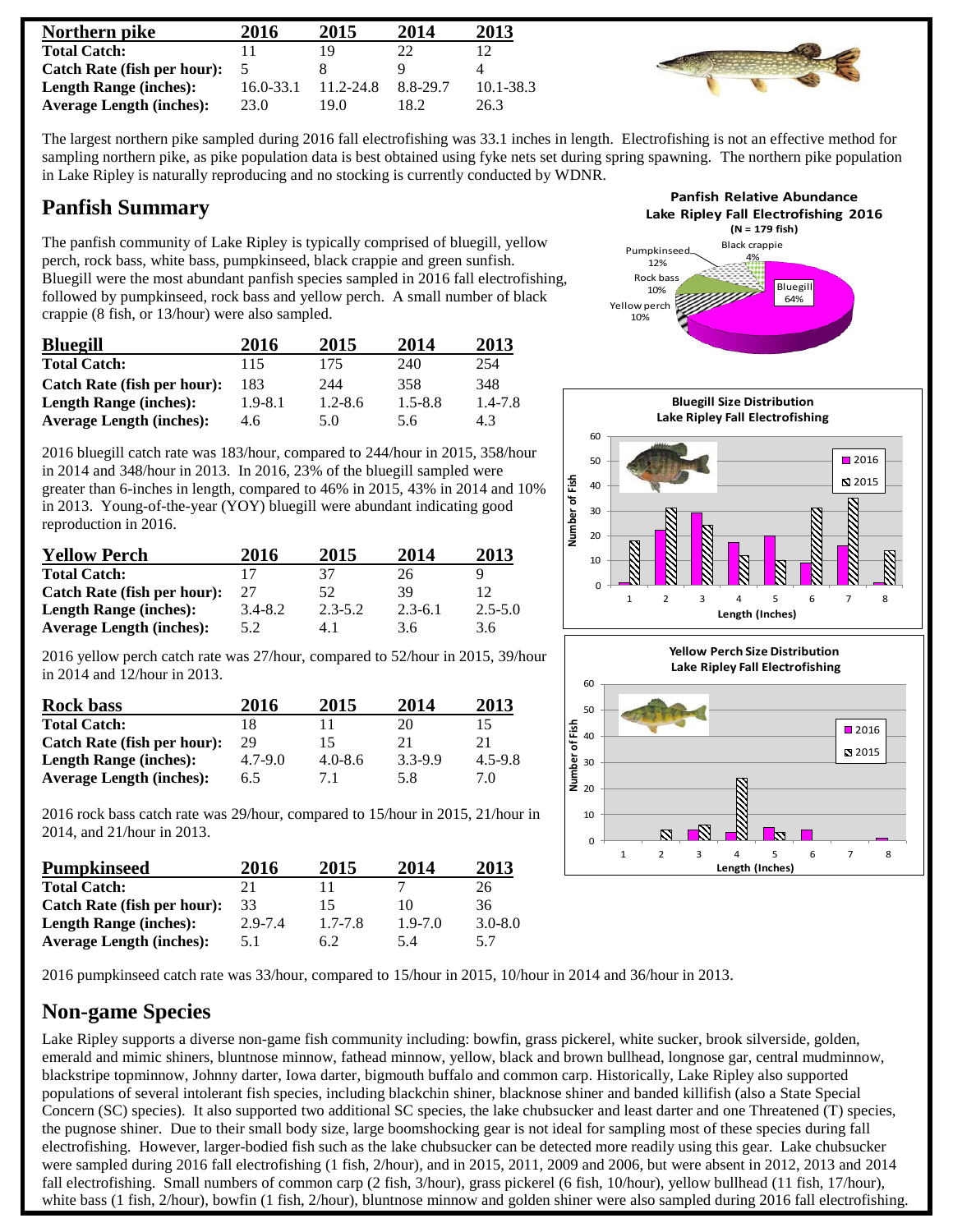| Northern pike | 2016 | 2015 | 2014 | 2013 |
|---|---|---|---|---|
| **Total Catch:** | 11 | 19 | 22 | 12 |
| **Catch Rate (fish per hour):** | 5 | 8 | 9 | 4 |
| **Length Range (inches):** | 16.0-33.1 | 11.2-24.8 | 8.8-29.7 | 10.1-38.3 |
| **Average Length (inches):** | 23.0 | 19.0 | 18.2 | 26.3 |

The largest northern pike sampled during 2016 fall electrofishing was 33.1 inches in length. Electrofishing is not an effective method for sampling northern pike, as pike population data is best obtained using fyke nets set during spring spawning. The northern pike population in Lake Ripley is naturally reproducing and no stocking is currently conducted by WDNR.

## Panfish Summary

The panfish community of Lake Ripley is typically comprised of bluegill, yellow perch, rock bass, white bass, pumpkinseed, black crappie and green sunfish. Bluegill were the most abundant panfish species sampled in 2016 fall electrofishing, followed by pumpkinseed, rock bass and yellow perch. A small number of black crappie (8 fish, or 13/hour) were also sampled.

**Panfish Relative Abundance**
**Lake Ripley Fall Electrofishing 2016**
**(N = 179 fish)**
Black crappie 4%
Pumpkinseed 12%
Rock bass 10%
Yellow perch 10%
Bluegill 64%

| Bluegill | 2016 | 2015 | 2014 | 2013 |
|---|---|---|---|---|
| **Total Catch:** | 115 | 175 | 240 | 254 |
| **Catch Rate (fish per hour):** | 183 | 244 | 358 | 348 |
| **Length Range (inches):** | 1.9-8.1 | 1.2-8.6 | 1.5-8.8 | 1.4-7.8 |
| **Average Length (inches):** | 4.6 | 5.0 | 5.6 | 4.3 |

2016 bluegill catch rate was 183/hour, compared to 244/hour in 2015, 358/hour in 2014 and 348/hour in 2013. In 2016, 23% of the bluegill sampled were greater than 6-inches in length, compared to 46% in 2015, 43% in 2014 and 10% in 2013. Young-of-the-year (YOY) bluegill were abundant indicating good reproduction in 2016.

**Bluegill Size Distribution**
**Lake Ripley Fall Electrofishing**
Number of Fish
Length (Inches)
2016
2015

| Yellow Perch | 2016 | 2015 | 2014 | 2013 |
|---|---|---|---|---|
| **Total Catch:** | 17 | 37 | 26 | 9 |
| **Catch Rate (fish per hour):** | 27 | 52 | 39 | 12 |
| **Length Range (inches):** | 3.4-8.2 | 2.3-5.2 | 2.3-6.1 | 2.5-5.0 |
| **Average Length (inches):** | 5.2 | 4.1 | 3.6 | 3.6 |

2016 yellow perch catch rate was 27/hour, compared to 52/hour in 2015, 39/hour in 2014 and 12/hour in 2013.

**Yellow Perch Size Distribution**
**Lake Ripley Fall Electrofishing**
Number of Fish
Length (Inches)
2016
2015

| Rock bass | 2016 | 2015 | 2014 | 2013 |
|---|---|---|---|---|
| **Total Catch:** | 18 | 11 | 20 | 15 |
| **Catch Rate (fish per hour):** | 29 | 15 | 21 | 21 |
| **Length Range (inches):** | 4.7-9.0 | 4.0-8.6 | 3.3-9.9 | 4.5-9.8 |
| **Average Length (inches):** | 6.5 | 7.1 | 5.8 | 7.0 |

2016 rock bass catch rate was 29/hour, compared to 15/hour in 2015, 21/hour in 2014, and 21/hour in 2013.

| Pumpkinseed | 2016 | 2015 | 2014 | 2013 |
|---|---|---|---|---|
| **Total Catch:** | 21 | 11 | 7 | 26 |
| **Catch Rate (fish per hour):** | 33 | 15 | 10 | 36 |
| **Length Range (inches):** | 2.9-7.4 | 1.7-7.8 | 1.9-7.0 | 3.0-8.0 |
| **Average Length (inches):** | 5.1 | 6.2 | 5.4 | 5.7 |

2016 pumpkinseed catch rate was 33/hour, compared to 15/hour in 2015, 10/hour in 2014 and 36/hour in 2013.

## Non-game Species

Lake Ripley supports a diverse non-game fish community including: bowfin, grass pickerel, white sucker, brook silverside, golden, emerald and mimic shiners, bluntnose minnow, fathead minnow, yellow, black and brown bullhead, longnose gar, central mudminnow, blackstripe topminnow, Johnny darter, Iowa darter, bigmouth buffalo and common carp. Historically, Lake Ripley also supported populations of several intolerant fish species, including blackchin shiner, blacknose shiner and banded killifish (also a State Special Concern (SC) species). It also supported two additional SC species, the lake chubsucker and least darter and one Threatened (T) species, the pugnose shiner. Due to their small body size, large boomshocking gear is not ideal for sampling most of these species during fall electrofishing. However, larger-bodied fish such as the lake chubsucker can be detected more readily using this gear. Lake chubsucker were sampled during 2016 fall electrofishing (1 fish, 2/hour), and in 2015, 2011, 2009 and 2006, but were absent in 2012, 2013 and 2014 fall electrofishing. Small numbers of common carp (2 fish, 3/hour), grass pickerel (6 fish, 10/hour), yellow bullhead (11 fish, 17/hour), white bass (1 fish, 2/hour), bowfin (1 fish, 2/hour), bluntnose minnow and golden shiner were also sampled during 2016 fall electrofishing.